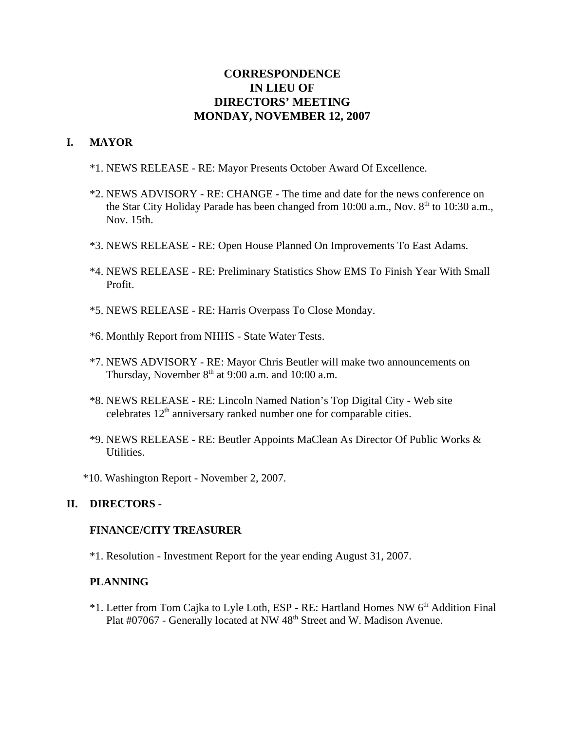# CORRESPONDENCE
# IN LIEU OF
# DIRECTORS' MEETING
# MONDAY, NOVEMBER 12, 2007

## I. MAYOR

*1. NEWS RELEASE - RE: Mayor Presents October Award Of Excellence.

*2. NEWS ADVISORY - RE: CHANGE - The time and date for the news conference on the Star City Holiday Parade has been changed from 10:00 a.m., Nov. 8th to 10:30 a.m., Nov. 15th.

*3. NEWS RELEASE - RE: Open House Planned On Improvements To East Adams.

*4. NEWS RELEASE - RE: Preliminary Statistics Show EMS To Finish Year With Small Profit.

*5. NEWS RELEASE - RE: Harris Overpass To Close Monday.

*6. Monthly Report from NHHS - State Water Tests.

*7. NEWS ADVISORY - RE: Mayor Chris Beutler will make two announcements on Thursday, November 8th at 9:00 a.m. and 10:00 a.m.

*8. NEWS RELEASE - RE: Lincoln Named Nation's Top Digital City - Web site celebrates 12th anniversary ranked number one for comparable cities.

*9. NEWS RELEASE - RE: Beutler Appoints MaClean As Director Of Public Works & Utilities.

*10. Washington Report - November 2, 2007.

## II. DIRECTORS -

### FINANCE/CITY TREASURER

*1. Resolution - Investment Report for the year ending August 31, 2007.

### PLANNING

*1. Letter from Tom Cajka to Lyle Loth, ESP - RE: Hartland Homes NW 6th Addition Final Plat #07067 - Generally located at NW 48th Street and W. Madison Avenue.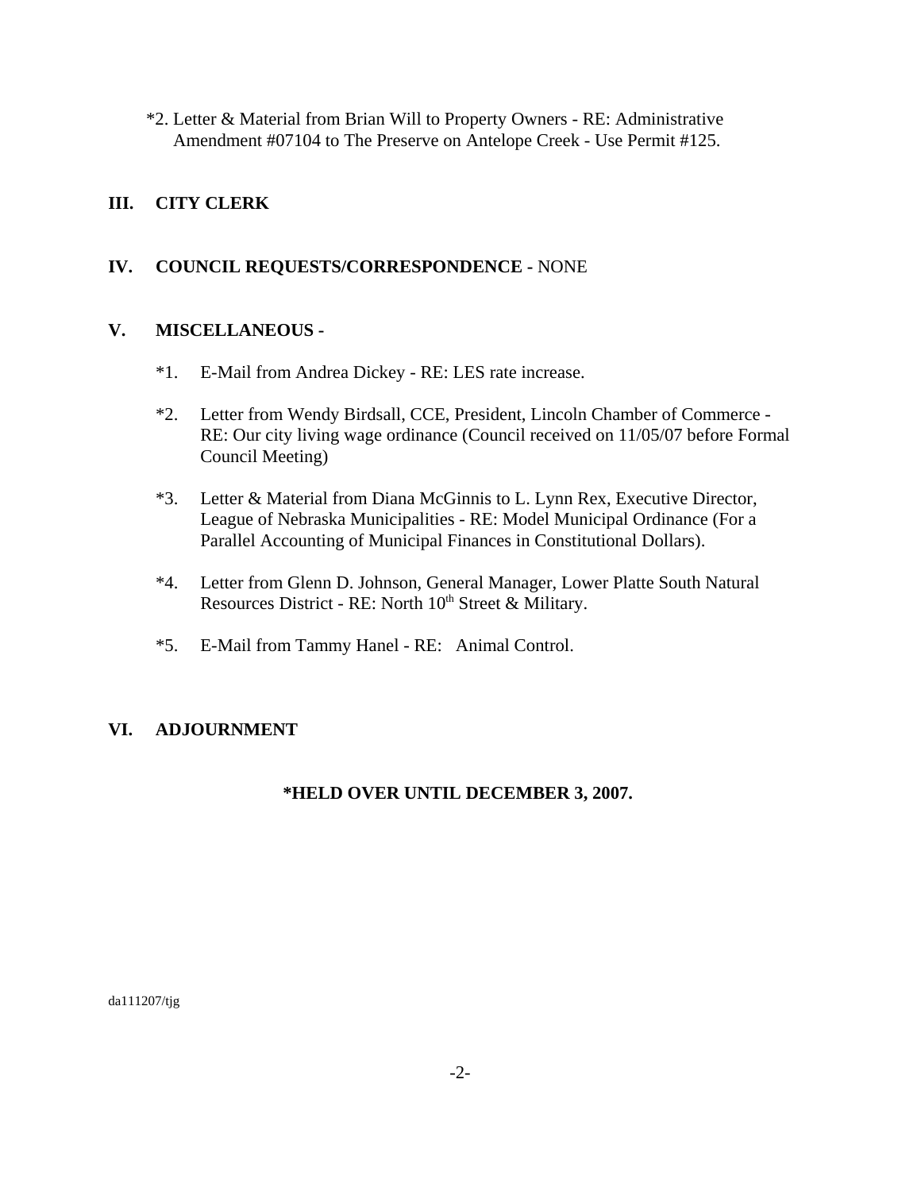*2. Letter & Material from Brian Will to Property Owners - RE: Administrative Amendment #07104 to The Preserve on Antelope Creek - Use Permit #125.

## III. CITY CLERK

## IV. COUNCIL REQUESTS/CORRESPONDENCE - NONE

## V. MISCELLANEOUS -

*1. E-Mail from Andrea Dickey - RE: LES rate increase.

*2. Letter from Wendy Birdsall, CCE, President, Lincoln Chamber of Commerce - RE: Our city living wage ordinance (Council received on 11/05/07 before Formal Council Meeting)

*3. Letter & Material from Diana McGinnis to L. Lynn Rex, Executive Director, League of Nebraska Municipalities - RE: Model Municipal Ordinance (For a Parallel Accounting of Municipal Finances in Constitutional Dollars).

*4. Letter from Glenn D. Johnson, General Manager, Lower Platte South Natural Resources District - RE: North 10th Street & Military.

*5. E-Mail from Tammy Hanel - RE: Animal Control.

## VI. ADJOURNMENT

**\*HELD OVER UNTIL DECEMBER 3, 2007.**

da111207/tjg